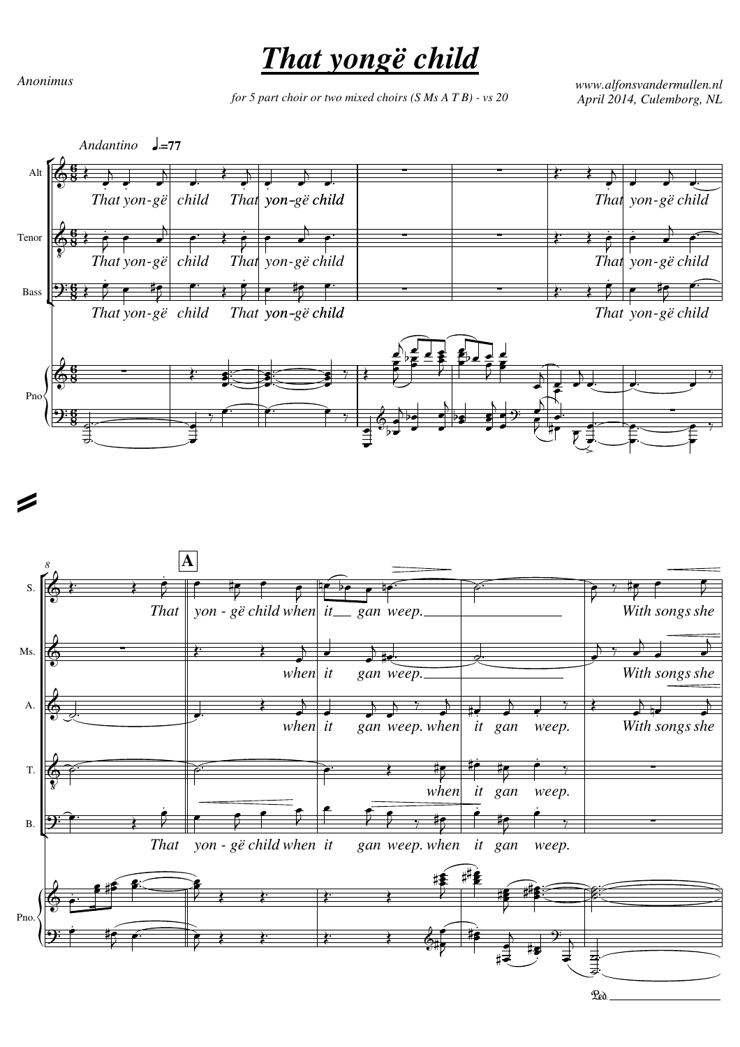# *That yongë child*

*Anonimus*

*for 5 part choir or two mixed choirs (S Ms A T B) - vs 20*

*www.alfonsvandermullen.nl*
*April 2014, Culemborg, NL*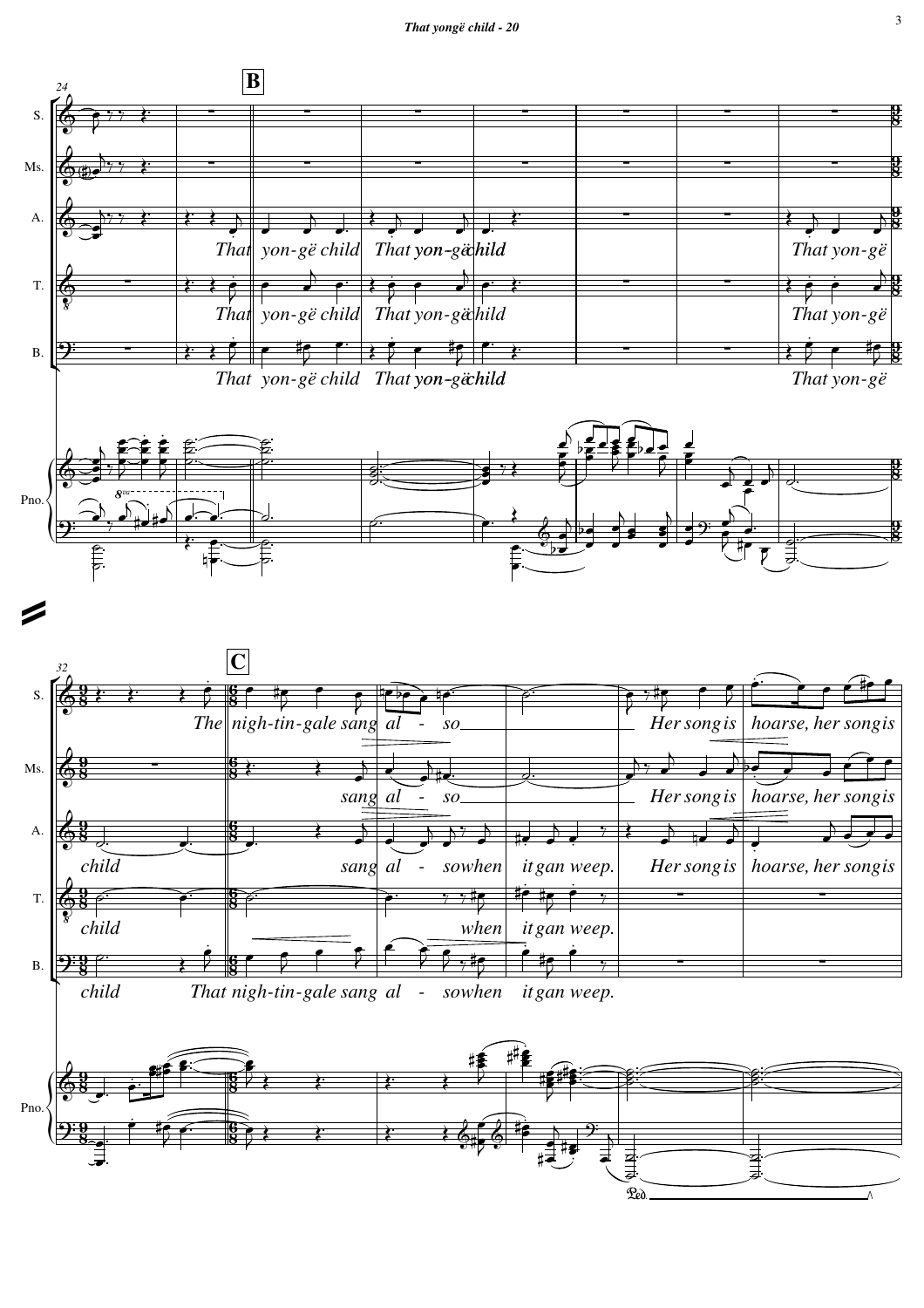24

**B**

S.

Ms.

A. *That yon-gë child That yon-gë child That yon-gë*

T. *That yon-gë child That yon-gë child That yon-gë*

B. *That yon-gë child That yon-gë child That yon-gë*

Pno.

32

**C**

S. *The nigh-tin-gale sang al - so Her song is hoarse, her song is*

Ms. *sang al - so Her song is hoarse, her song is*

A. *child sang al - so when it gan weep. Her song is hoarse, her song is*

T. *child when it gan weep.*

B. *child That nigh-tin-gale sang al - so when it gan weep.*

Pno.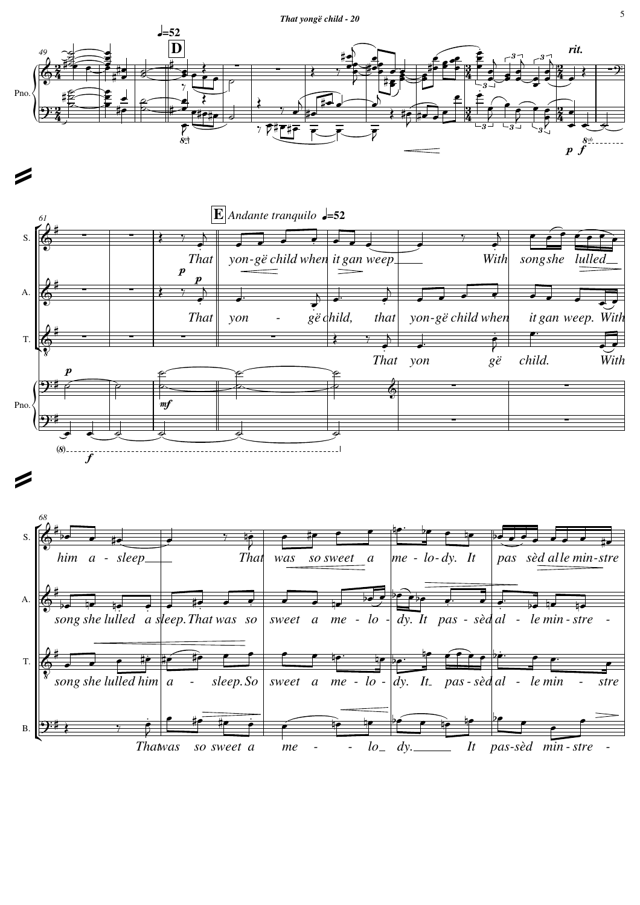**D** ♩=52

**E** *Andante tranquilo* ♩=52

*rit.*

That yon-gë child when it gan weep With song she lulled him a - sleep That was so sweet a me - lo - dy. It pas sèd al le min - stre

That yon - gë child, that yon-gë child when it gan weep. With song she lulled a sleep. That was so sweet a me - lo - dy. It pas - sèd al - le min - stre -

That yon gë child. With song she lulled him a - sleep. So sweet a me - lo - dy. It pas - sèd al - le min - stre

That was so sweet a me - - lo dy. It pas-sèd min - stre -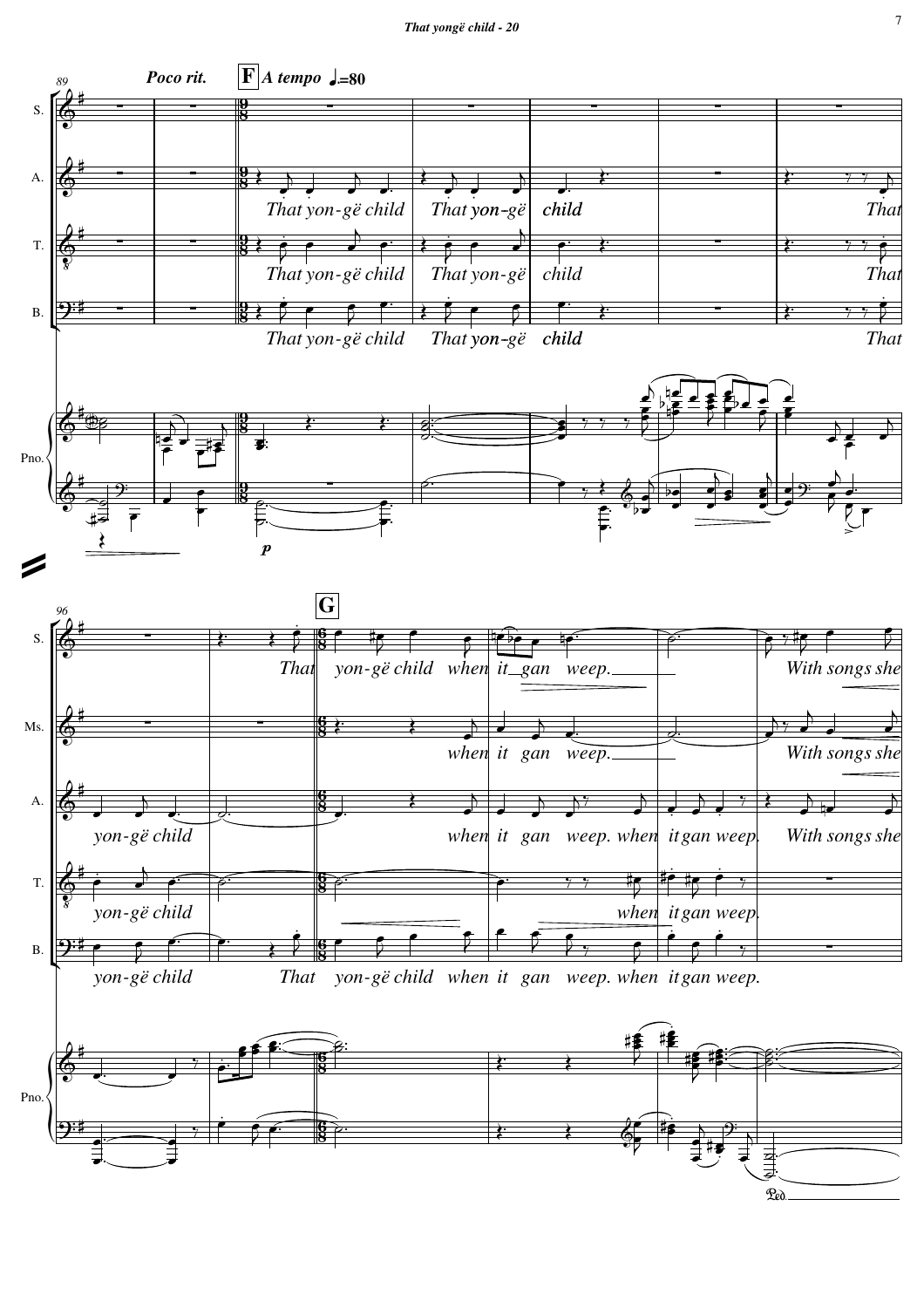Poco rit. **F** *A tempo* ♩.=80

S.

A. *That yon-gë child That yon-gë child That*

T. *That yon-gë child That yon-gë child That*

B. *That yon-gë child That yon-gë child That*

Pno. *p*

**G**

S. *That yon-gë child when it gan weep. With songs she*

Ms. *when it gan weep. With songs she*

A. *yon-gë child when it gan weep. when it gan weep. With songs she*

T. *yon-gë child when it gan weep.*

B. *yon-gë child That yon-gë child when it gan weep. when it gan weep.*

Pno. *Ped.*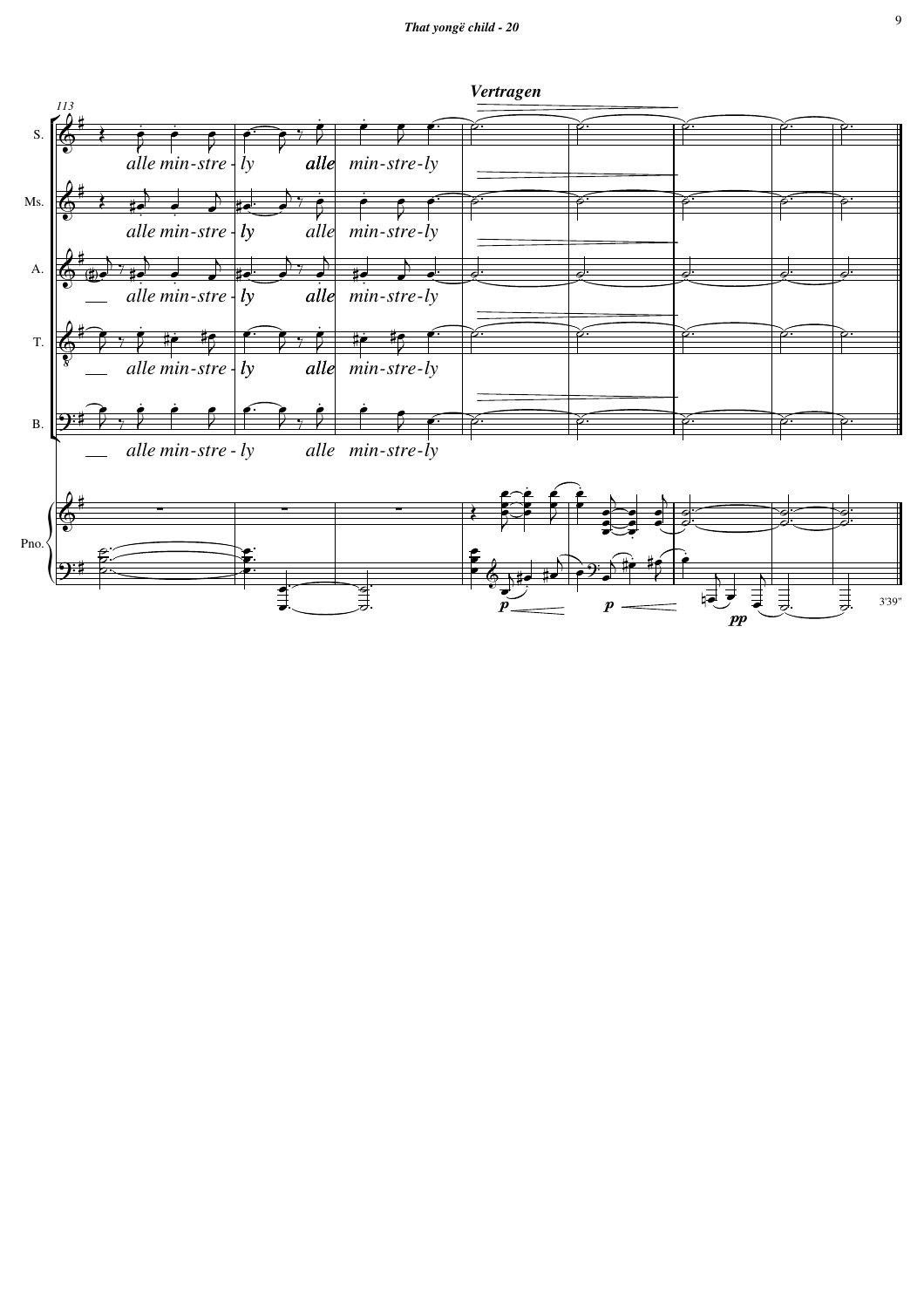113

*Vertragen*

S. *alle min-stre - ly alle min-stre-ly*

Ms. *alle min-stre - ly alle min-stre-ly*

A. *alle min-stre - ly alle min-stre-ly*

T. *alle min-stre - ly alle min-stre-ly*

B. *alle min-stre - ly alle min-stre-ly*

Pno.

3'39"